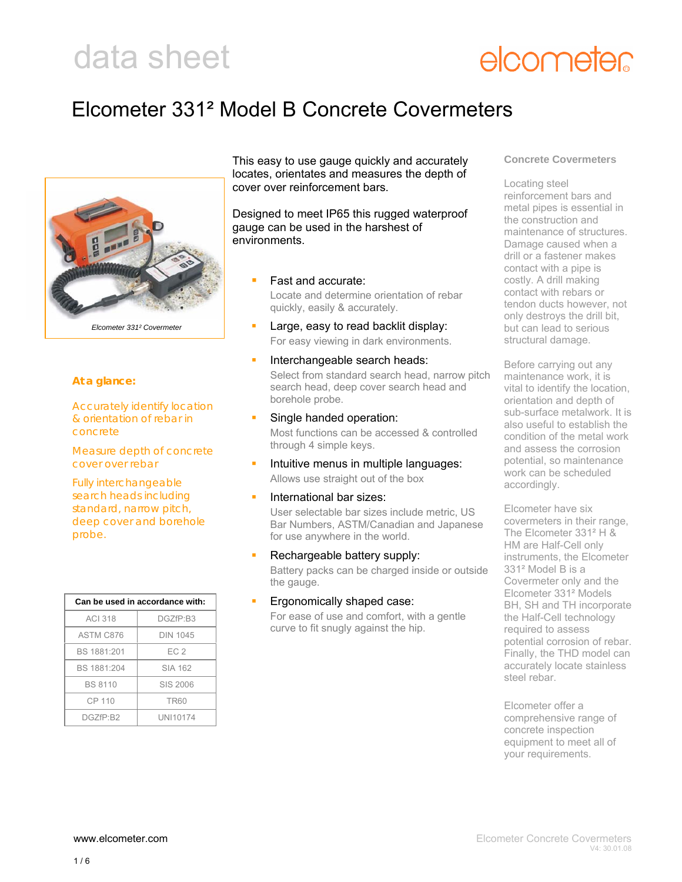data sheet

elcometer

# Elcometer 331² Model B Concrete Covermeters

*Elcometer 331² Covermeter*

**At a glance:**

Accurately identify location & orientation of rebar in concrete

Measure depth of concrete cover over rebar

Fully interchangeable search heads including standard, narrow pitch, deep cover and borehole probe.

| Can be used in accordance with: | |
|---|---|
| ACI 318 | DGZfP:B3 |
| ASTM C876 | DIN 1045 |
| BS 1881:201 | EC 2 |
| BS 1881:204 | SIA 162 |
| BS 8110 | SIS 2006 |
| CP 110 | TR60 |
| DGZfP:B2 | UNI10174 |

This easy to use gauge quickly and accurately locates, orientates and measures the depth of cover over reinforcement bars.

Designed to meet IP65 this rugged waterproof gauge can be used in the harshest of environments.

- Fast and accurate:
  Locate and determine orientation of rebar quickly, easily & accurately.
- Large, easy to read backlit display:
  For easy viewing in dark environments.
- Interchangeable search heads:
  Select from standard search head, narrow pitch search head, deep cover search head and borehole probe.
- Single handed operation:
  Most functions can be accessed & controlled through 4 simple keys.
- Intuitive menus in multiple languages:
  Allows use straight out of the box
- International bar sizes:
  User selectable bar sizes include metric, US Bar Numbers, ASTM/Canadian and Japanese for use anywhere in the world.
- Rechargeable battery supply:
  Battery packs can be charged inside or outside the gauge.
- Ergonomically shaped case:
  For ease of use and comfort, with a gentle curve to fit snugly against the hip.

## Concrete Covermeters

Locating steel reinforcement bars and metal pipes is essential in the construction and maintenance of structures. Damage caused when a drill or a fastener makes contact with a pipe is costly. A drill making contact with rebars or tendon ducts however, not only destroys the drill bit, but can lead to serious structural damage.

Before carrying out any maintenance work, it is vital to identify the location, orientation and depth of sub-surface metalwork. It is also useful to establish the condition of the metal work and assess the corrosion potential, so maintenance work can be scheduled accordingly.

Elcometer have six covermeters in their range, The Elcometer 331² H & HM are Half-Cell only instruments, the Elcometer 331² Model B is a Covermeter only and the Elcometer 331² Models BH, SH and TH incorporate the Half-Cell technology required to assess potential corrosion of rebar. Finally, the THD model can accurately locate stainless steel rebar.

Elcometer offer a comprehensive range of concrete inspection equipment to meet all of your requirements.

www.elcometer.com

Elcometer Concrete Covermeters
V4: 30.01.08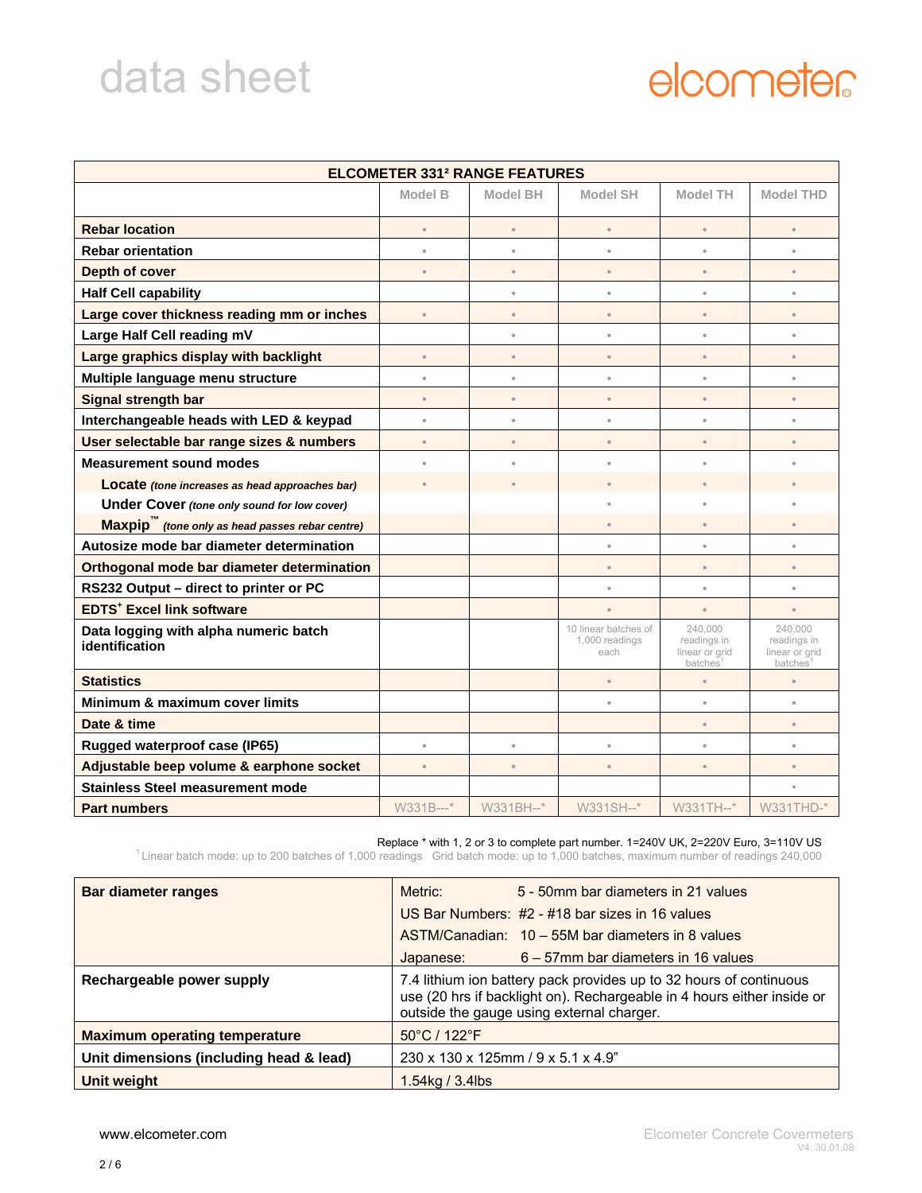# data sheet

elcometer

| ELCOMETER 331² RANGE FEATURES | Model B | Model BH | Model SH | Model TH | Model THD |
|---|---|---|---|---|---|
| **Rebar location** | • | • | • | • | • |
| **Rebar orientation** | • | • | • | • | • |
| **Depth of cover** | • | • | • | • | • |
| **Half Cell capability** | | • | • | • | • |
| **Large cover thickness reading mm or inches** | • | • | • | • | • |
| **Large Half Cell reading mV** | | • | • | • | • |
| **Large graphics display with backlight** | • | • | • | • | • |
| **Multiple language menu structure** | • | • | • | • | • |
| **Signal strength bar** | • | • | • | • | • |
| **Interchangeable heads with LED & keypad** | • | • | • | • | • |
| **User selectable bar range sizes & numbers** | • | • | • | • | • |
| **Measurement sound modes** | • | • | • | • | • |
| **Locate** *(tone increases as head approaches bar)* | • | • | • | • | • |
| **Under Cover** *(tone only sound for low cover)* | | | • | • | • |
| **Maxpip™** *(tone only as head passes rebar centre)* | | | • | • | • |
| **Autosize mode bar diameter determination** | | | • | • | • |
| **Orthogonal mode bar diameter determination** | | | • | • | • |
| **RS232 Output – direct to printer or PC** | | | • | • | • |
| **EDTS+ Excel link software** | | | • | • | • |
| **Data logging with alpha numeric batch identification** | | | 10 linear batches of 1,000 readings each | 240,000 readings in linear or grid batches[1] | 240,000 readings in linear or grid batches[1] |
| **Statistics** | | | • | • | • |
| **Minimum & maximum cover limits** | | | • | • | • |
| **Date & time** | | | | • | • |
| **Rugged waterproof case (IP65)** | • | • | • | • | • |
| **Adjustable beep volume & earphone socket** | • | • | • | • | • |
| **Stainless Steel measurement mode** | | | | | • |
| **Part numbers** | W331B---* | W331BH--* | W331SH--* | W331TH--* | W331THD-* |

Replace * with 1, 2 or 3 to complete part number. 1=240V UK, 2=220V Euro, 3=110V US

[1] Linear batch mode: up to 200 batches of 1,000 readings Grid batch mode: up to 1,000 batches, maximum number of readings 240,000

| | |
|---|---|
| **Bar diameter ranges** | Metric: 5 - 50mm bar diameters in 21 values<br>US Bar Numbers: #2 - #18 bar sizes in 16 values<br>ASTM/Canadian: 10 – 55M bar diameters in 8 values<br>Japanese: 6 – 57mm bar diameters in 16 values |
| **Rechargeable power supply** | 7.4 lithium ion battery pack provides up to 32 hours of continuous use (20 hrs if backlight on). Rechargeable in 4 hours either inside or outside the gauge using external charger. |
| **Maximum operating temperature** | 50°C / 122°F |
| **Unit dimensions (including head & lead)** | 230 x 130 x 125mm / 9 x 5.1 x 4.9" |
| **Unit weight** | 1.54kg / 3.4lbs |

www.elcometer.com

Elcometer Concrete Covermeters
V4: 30.01.08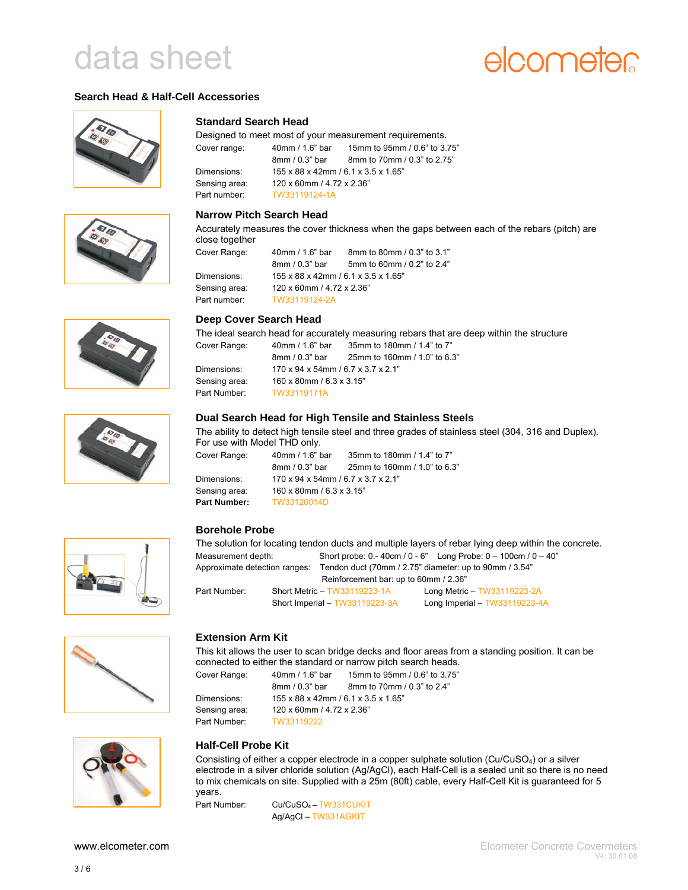# data sheet

elcometer

## Search Head & Half-Cell Accessories

### Standard Search Head

Designed to meet most of your measurement requirements.

| | | |
|---|---|---|
| Cover range: | 40mm / 1.6" bar | 15mm to 95mm / 0.6" to 3.75" |
| | 8mm / 0.3" bar | 8mm to 70mm / 0.3" to 2.75" |
| Dimensions: | 155 x 88 x 42mm / 6.1 x 3.5 x 1.65" | |
| Sensing area: | 120 x 60mm / 4.72 x 2.36" | |
| Part number: | TW33119124-1A | |

### Narrow Pitch Search Head

Accurately measures the cover thickness when the gaps between each of the rebars (pitch) are close together

| | | |
|---|---|---|
| Cover Range: | 40mm / 1.6" bar | 8mm to 80mm / 0.3" to 3.1" |
| | 8mm / 0.3" bar | 5mm to 60mm / 0.2" to 2.4" |
| Dimensions: | 155 x 88 x 42mm / 6.1 x 3.5 x 1.65" | |
| Sensing area: | 120 x 60mm / 4.72 x 2.36" | |
| Part number: | TW33119124-2A | |

### Deep Cover Search Head

The ideal search head for accurately measuring rebars that are deep within the structure

| | | |
|---|---|---|
| Cover Range: | 40mm / 1.6" bar | 35mm to 180mm / 1.4" to 7" |
| | 8mm / 0.3" bar | 25mm to 160mm / 1.0" to 6.3" |
| Dimensions: | 170 x 94 x 54mm / 6.7 x 3.7 x 2.1" | |
| Sensing area: | 160 x 80mm / 6.3 x 3.15" | |
| Part Number: | TW33119171A | |

### Dual Search Head for High Tensile and Stainless Steels

The ability to detect high tensile steel and three grades of stainless steel (304, 316 and Duplex). For use with Model THD only.

| | | |
|---|---|---|
| Cover Range: | 40mm / 1.6" bar | 35mm to 180mm / 1.4" to 7" |
| | 8mm / 0.3" bar | 25mm to 160mm / 1.0" to 6.3" |
| Dimensions: | 170 x 94 x 54mm / 6.7 x 3.7 x 2.1" | |
| Sensing area: | 160 x 80mm / 6.3 x 3.15" | |
| **Part Number:** | TW33120014D | |

### Borehole Probe

The solution for locating tendon ducts and multiple layers of rebar lying deep within the concrete.

Measurement depth: Short probe: 0.- 40cm / 0 - 6" Long Probe: 0 – 100cm / 0 – 40"

Approximate detection ranges: Tendon duct (70mm / 2.75" diameter: up to 90mm / 3.54"
Reinforcement bar: up to 60mm / 2.36"

| | | |
|---|---|---|
| Part Number: | Short Metric – TW33119223-1A | Long Metric – TW33119223-2A |
| | Short Imperial – TW33119223-3A | Long Imperial – TW33119223-4A |

### Extension Arm Kit

This kit allows the user to scan bridge decks and floor areas from a standing position. It can be connected to either the standard or narrow pitch search heads.

| | | |
|---|---|---|
| Cover Range: | 40mm / 1.6" bar | 15mm to 95mm / 0.6" to 3.75" |
| | 8mm / 0.3" bar | 8mm to 70mm / 0.3" to 2.4" |
| Dimensions: | 155 x 88 x 42mm / 6.1 x 3.5 x 1.65" | |
| Sensing area: | 120 x 60mm / 4.72 x 2.36" | |
| Part Number: | TW33119222 | |

### Half-Cell Probe Kit

Consisting of either a copper electrode in a copper sulphate solution ($Cu/CuSO_4$) or a silver electrode in a silver chloride solution (Ag/AgCl), each Half-Cell is a sealed unit so there is no need to mix chemicals on site. Supplied with a 25m (80ft) cable, every Half-Cell Kit is guaranteed for 5 years.

Part Number: $Cu/CuSO_4$ – TW331CUKIT
Ag/AgCl – TW331AGKIT

www.elcometer.com

Elcometer Concrete Covermeters
V4: 30.01.08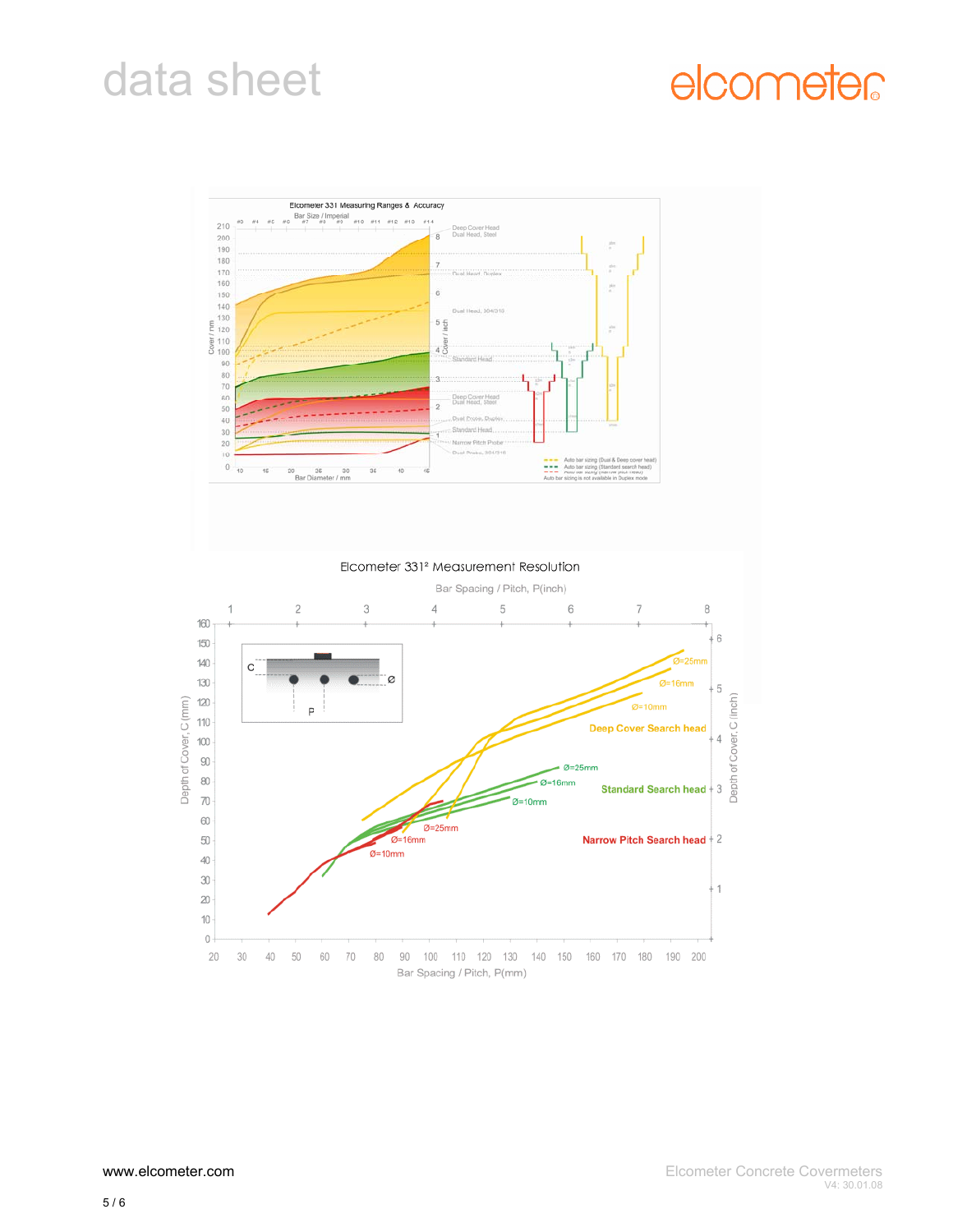Elcometer 331 Measuring Ranges & Accuracy

Elcometer 331² Measurement Resolution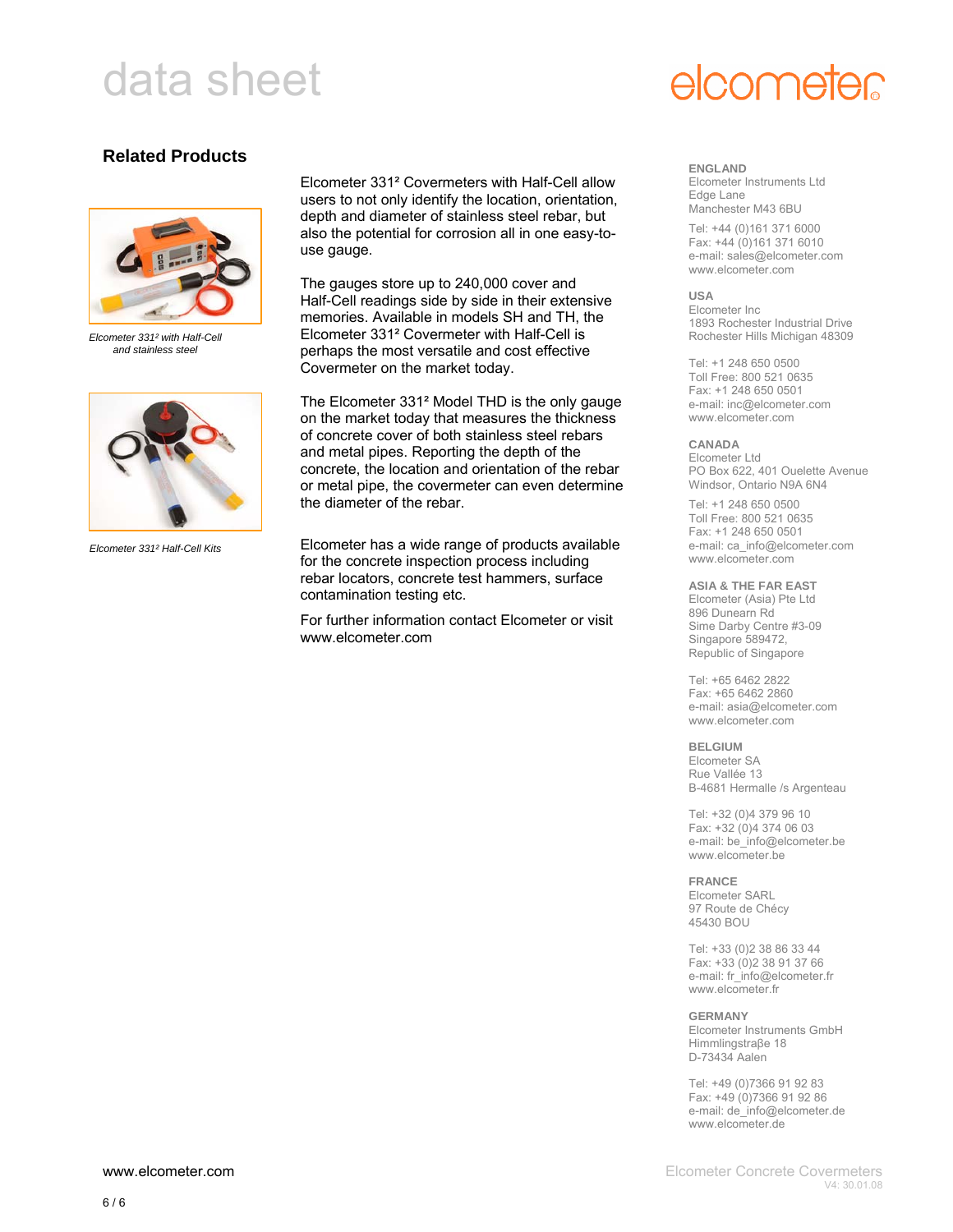data sheet

elcometer

## Related Products

*Elcometer 331² with Half-Cell and stainless steel*

*Elcometer 331² Half-Cell Kits*

Elcometer 331² Covermeters with Half-Cell allow users to not only identify the location, orientation, depth and diameter of stainless steel rebar, but also the potential for corrosion all in one easy-to-use gauge.

The gauges store up to 240,000 cover and Half-Cell readings side by side in their extensive memories. Available in models SH and TH, the Elcometer 331² Covermeter with Half-Cell is perhaps the most versatile and cost effective Covermeter on the market today.

The Elcometer 331² Model THD is the only gauge on the market today that measures the thickness of concrete cover of both stainless steel rebars and metal pipes. Reporting the depth of the concrete, the location and orientation of the rebar or metal pipe, the covermeter can even determine the diameter of the rebar.

Elcometer has a wide range of products available for the concrete inspection process including rebar locators, concrete test hammers, surface contamination testing etc.

For further information contact Elcometer or visit www.elcometer.com

**ENGLAND**
Elcometer Instruments Ltd
Edge Lane
Manchester M43 6BU

Tel: +44 (0)161 371 6000
Fax: +44 (0)161 371 6010
e-mail: sales@elcometer.com
www.elcometer.com

**USA**
Elcometer Inc
1893 Rochester Industrial Drive
Rochester Hills Michigan 48309

Tel: +1 248 650 0500
Toll Free: 800 521 0635
Fax: +1 248 650 0501
e-mail: inc@elcometer.com
www.elcometer.com

**CANADA**
Elcometer Ltd
PO Box 622, 401 Ouelette Avenue
Windsor, Ontario N9A 6N4

Tel: +1 248 650 0500
Toll Free: 800 521 0635
Fax: +1 248 650 0501
e-mail: ca_info@elcometer.com
www.elcometer.com

**ASIA & THE FAR EAST**
Elcometer (Asia) Pte Ltd
896 Dunearn Rd
Sime Darby Centre #3-09
Singapore 589472,
Republic of Singapore

Tel: +65 6462 2822
Fax: +65 6462 2860
e-mail: asia@elcometer.com
www.elcometer.com

**BELGIUM**
Elcometer SA
Rue Vallée 13
B-4681 Hermalle /s Argenteau

Tel: +32 (0)4 379 96 10
Fax: +32 (0)4 374 06 03
e-mail: be_info@elcometer.be
www.elcometer.be

**FRANCE**
Elcometer SARL
97 Route de Chécy
45430 BOU

Tel: +33 (0)2 38 86 33 44
Fax: +33 (0)2 38 91 37 66
e-mail: fr_info@elcometer.fr
www.elcometer.fr

**GERMANY**
Elcometer Instruments GmbH
Himmlingstraβe 18
D-73434 Aalen

Tel: +49 (0)7366 91 92 83
Fax: +49 (0)7366 91 92 86
e-mail: de_info@elcometer.de
www.elcometer.de